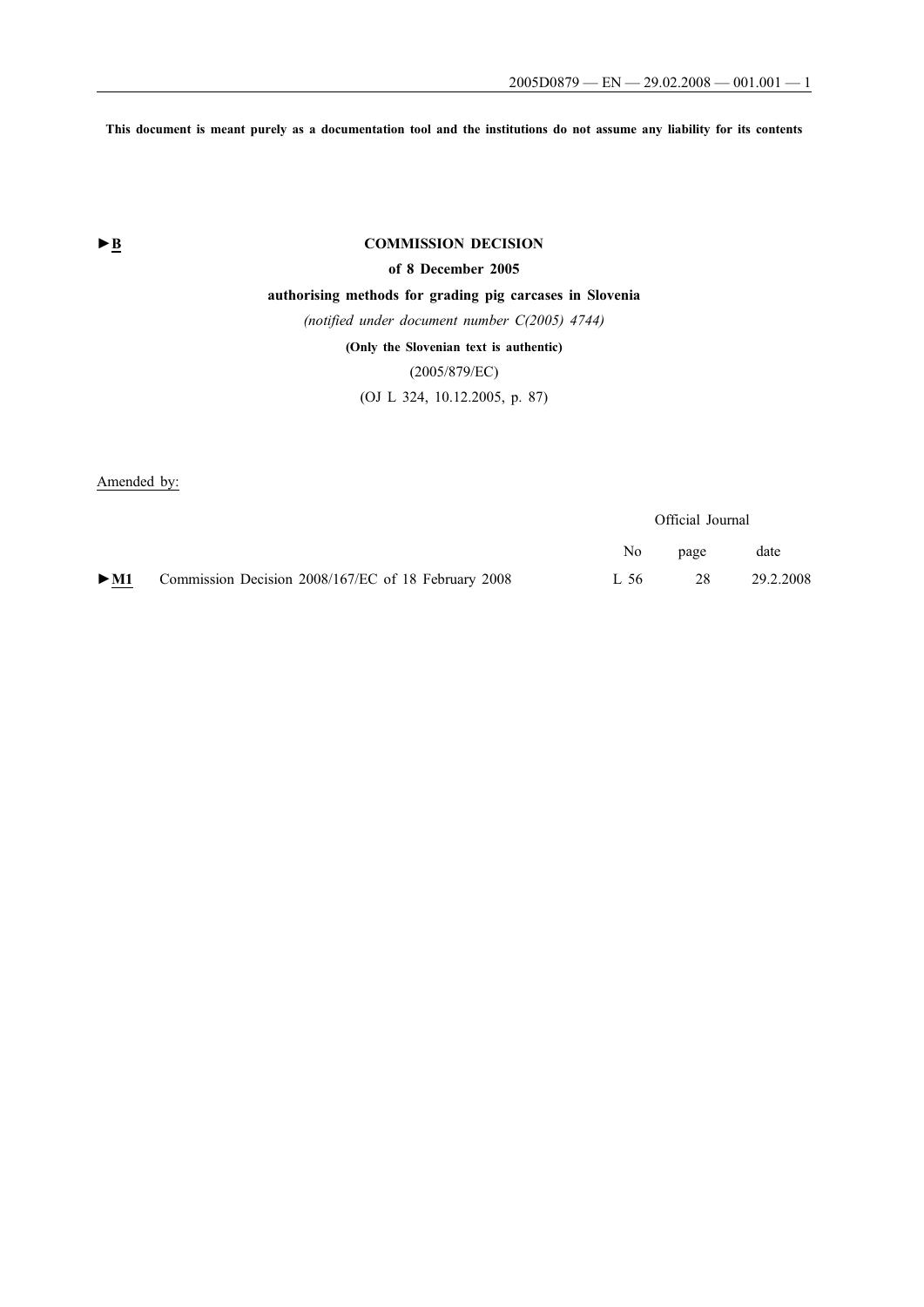This document is meant purely as a documentation tool and the institutions do not assume any liability for its contents

►B

# COMMISSION DECISION

## of 8 December 2005

## authorising methods for grading pig carcases in Slovenia

*(notified under document number C(2005) 4744)*

**(Only the Slovenian text is authentic)**

(2005/879/EC)

(OJ L 324, 10.12.2005, p. 87)

Amended by:

| | | Official Journal | | |
|---|---|---|---|---|
| | | No | page | date |
| ►M1 | Commission Decision 2008/167/EC of 18 February 2008 | L 56 | 28 | 29.2.2008 |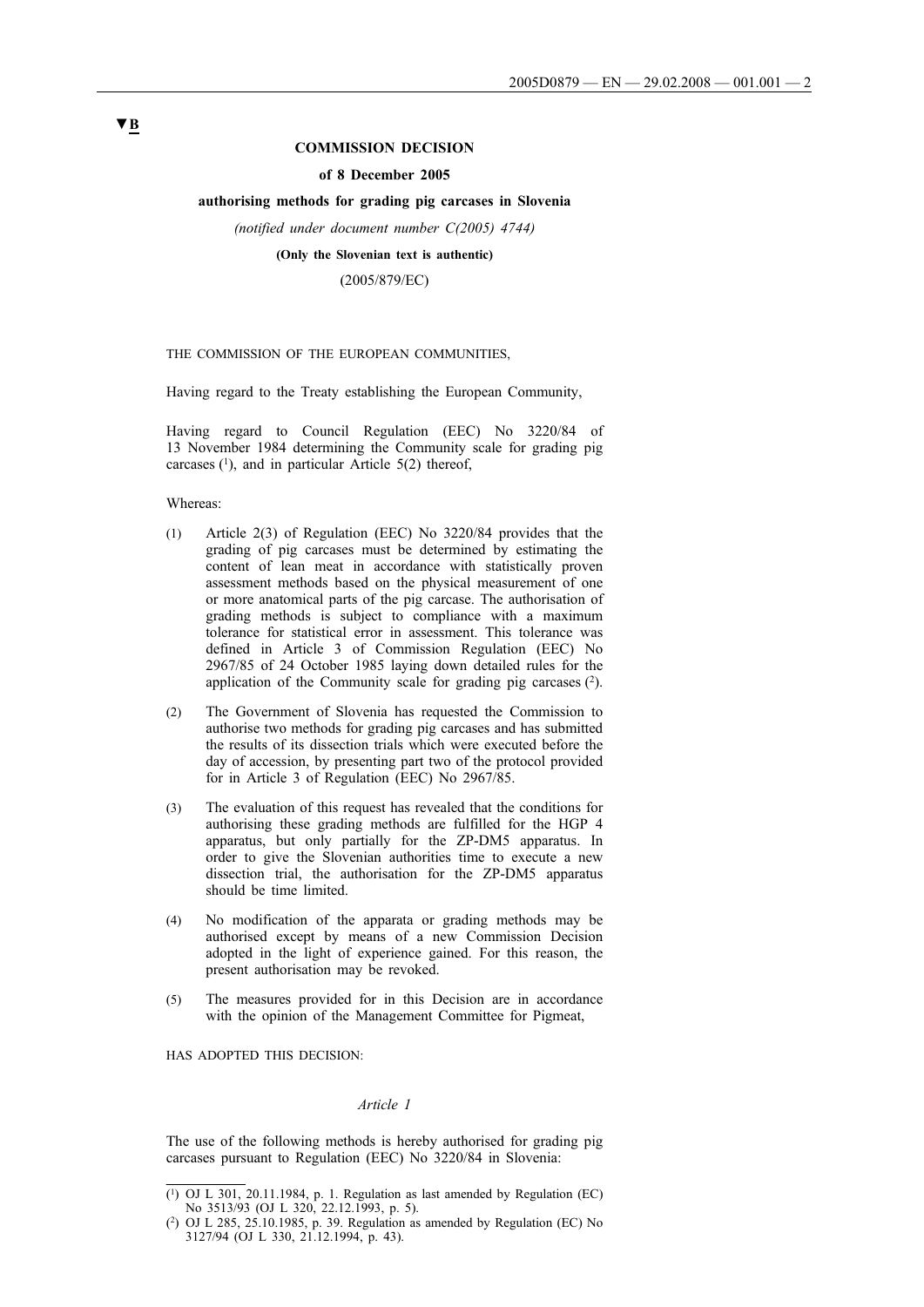▼B

**COMMISSION DECISION**

**of 8 December 2005**

**authorising methods for grading pig carcases in Slovenia**

*(notified under document number C(2005) 4744)*

**(Only the Slovenian text is authentic)**

(2005/879/EC)

THE COMMISSION OF THE EUROPEAN COMMUNITIES,

Having regard to the Treaty establishing the European Community,

Having regard to Council Regulation (EEC) No 3220/84 of 13 November 1984 determining the Community scale for grading pig carcases ([1]), and in particular Article 5(2) thereof,

Whereas:

(1) Article 2(3) of Regulation (EEC) No 3220/84 provides that the grading of pig carcases must be determined by estimating the content of lean meat in accordance with statistically proven assessment methods based on the physical measurement of one or more anatomical parts of the pig carcase. The authorisation of grading methods is subject to compliance with a maximum tolerance for statistical error in assessment. This tolerance was defined in Article 3 of Commission Regulation (EEC) No 2967/85 of 24 October 1985 laying down detailed rules for the application of the Community scale for grading pig carcases ([2]).

(2) The Government of Slovenia has requested the Commission to authorise two methods for grading pig carcases and has submitted the results of its dissection trials which were executed before the day of accession, by presenting part two of the protocol provided for in Article 3 of Regulation (EEC) No 2967/85.

(3) The evaluation of this request has revealed that the conditions for authorising these grading methods are fulfilled for the HGP 4 apparatus, but only partially for the ZP-DM5 apparatus. In order to give the Slovenian authorities time to execute a new dissection trial, the authorisation for the ZP-DM5 apparatus should be time limited.

(4) No modification of the apparata or grading methods may be authorised except by means of a new Commission Decision adopted in the light of experience gained. For this reason, the present authorisation may be revoked.

(5) The measures provided for in this Decision are in accordance with the opinion of the Management Committee for Pigmeat,

HAS ADOPTED THIS DECISION:

*Article 1*

The use of the following methods is hereby authorised for grading pig carcases pursuant to Regulation (EEC) No 3220/84 in Slovenia:

---

([1]) OJ L 301, 20.11.1984, p. 1. Regulation as last amended by Regulation (EC) No 3513/93 (OJ L 320, 22.12.1993, p. 5).

([2]) OJ L 285, 25.10.1985, p. 39. Regulation as amended by Regulation (EC) No 3127/94 (OJ L 330, 21.12.1994, p. 43).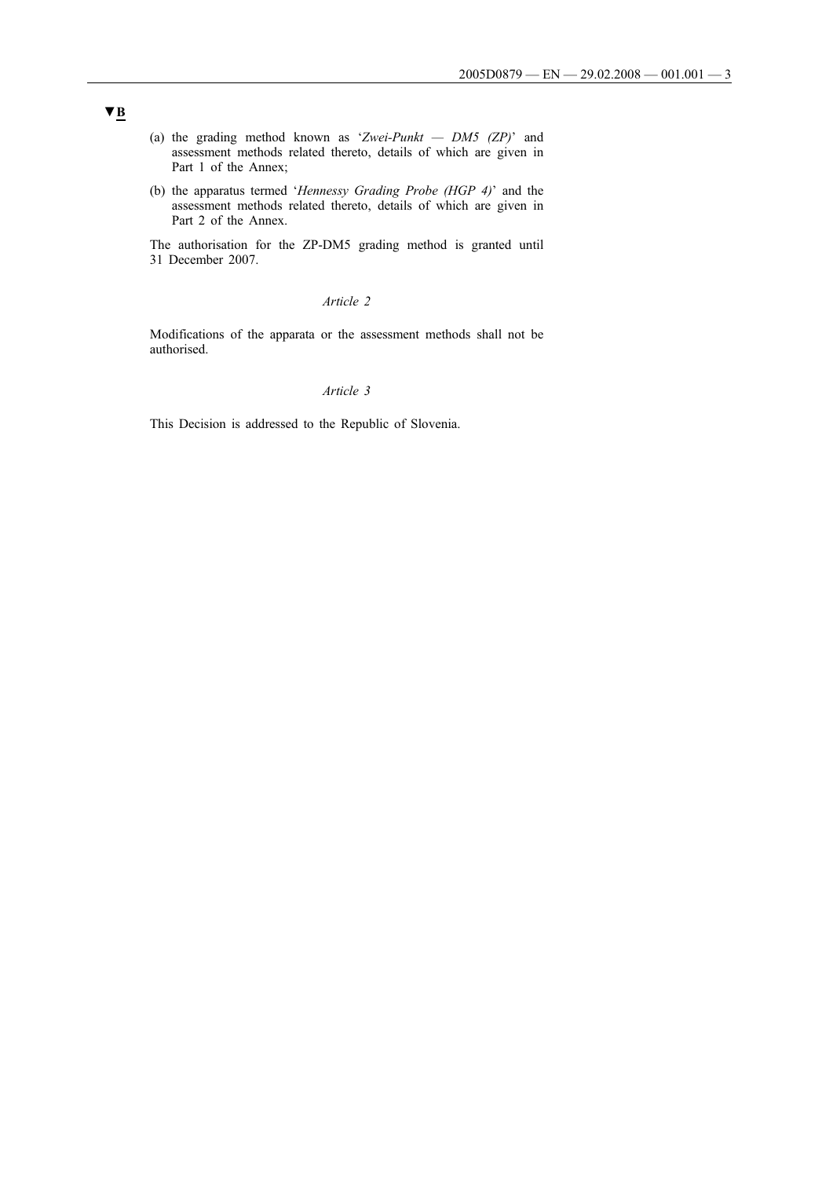▼**B**

(a) the grading method known as '*Zwei-Punkt — DM5 (ZP)*' and assessment methods related thereto, details of which are given in Part 1 of the Annex;

(b) the apparatus termed '*Hennessy Grading Probe (HGP 4)*' and the assessment methods related thereto, details of which are given in Part 2 of the Annex.

The authorisation for the ZP-DM5 grading method is granted until 31 December 2007.

*Article 2*

Modifications of the apparata or the assessment methods shall not be authorised.

*Article 3*

This Decision is addressed to the Republic of Slovenia.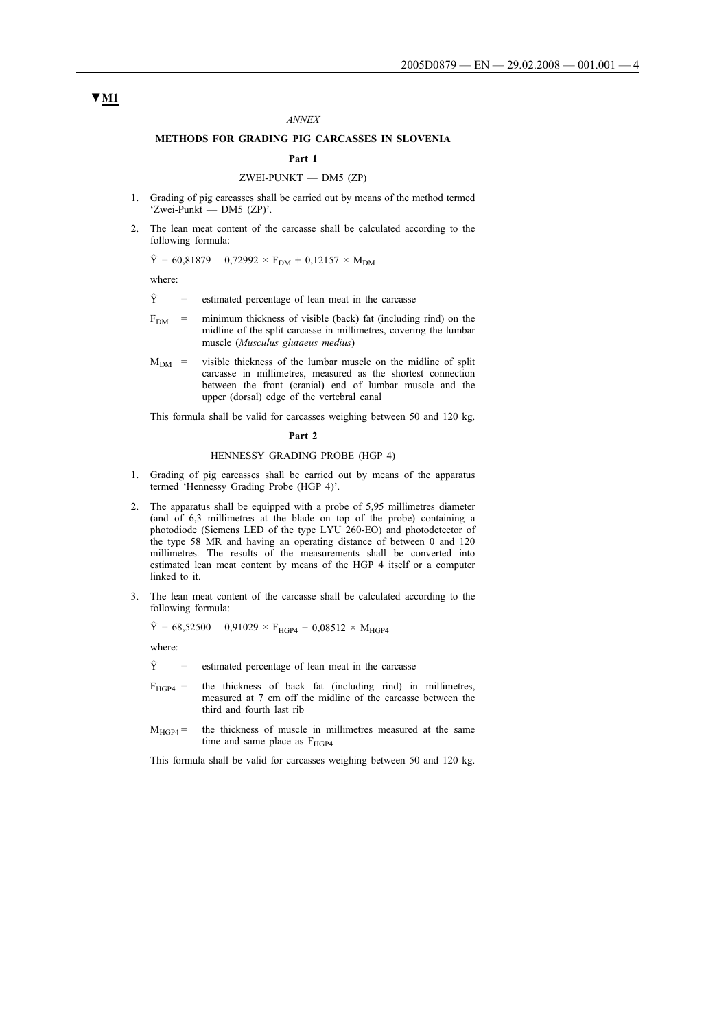▼M1

*ANNEX*

# METHODS FOR GRADING PIG CARCASSES IN SLOVENIA

## Part 1

### ZWEI-PUNKT — DM5 (ZP)

1. Grading of pig carcasses shall be carried out by means of the method termed 'Zwei-Punkt — DM5 (ZP)'.

2. The lean meat content of the carcasse shall be calculated according to the following formula:

   $\hat{Y} = 60{,}81879 - 0{,}72992 \times F_{DM} + 0{,}12157 \times M_{DM}$

   where:

   $\hat{Y}$ = estimated percentage of lean meat in the carcasse

   $F_{DM}$ = minimum thickness of visible (back) fat (including rind) on the midline of the split carcasse in millimetres, covering the lumbar muscle (*Musculus glutaeus medius*)

   $M_{DM}$ = visible thickness of the lumbar muscle on the midline of split carcasse in millimetres, measured as the shortest connection between the front (cranial) end of lumbar muscle and the upper (dorsal) edge of the vertebral canal

   This formula shall be valid for carcasses weighing between 50 and 120 kg.

## Part 2

### HENNESSY GRADING PROBE (HGP 4)

1. Grading of pig carcasses shall be carried out by means of the apparatus termed 'Hennessy Grading Probe (HGP 4)'.

2. The apparatus shall be equipped with a probe of 5,95 millimetres diameter (and of 6,3 millimetres at the blade on top of the probe) containing a photodiode (Siemens LED of the type LYU 260-EO) and photodetector of the type 58 MR and having an operating distance of between 0 and 120 millimetres. The results of the measurements shall be converted into estimated lean meat content by means of the HGP 4 itself or a computer linked to it.

3. The lean meat content of the carcasse shall be calculated according to the following formula:

   $\hat{Y} = 68{,}52500 - 0{,}91029 \times F_{HGP4} + 0{,}08512 \times M_{HGP4}$

   where:

   $\hat{Y}$ = estimated percentage of lean meat in the carcasse

   $F_{HGP4}$ = the thickness of back fat (including rind) in millimetres, measured at 7 cm off the midline of the carcasse between the third and fourth last rib

   $M_{HGP4}$ = the thickness of muscle in millimetres measured at the same time and same place as $F_{HGP4}$

   This formula shall be valid for carcasses weighing between 50 and 120 kg.